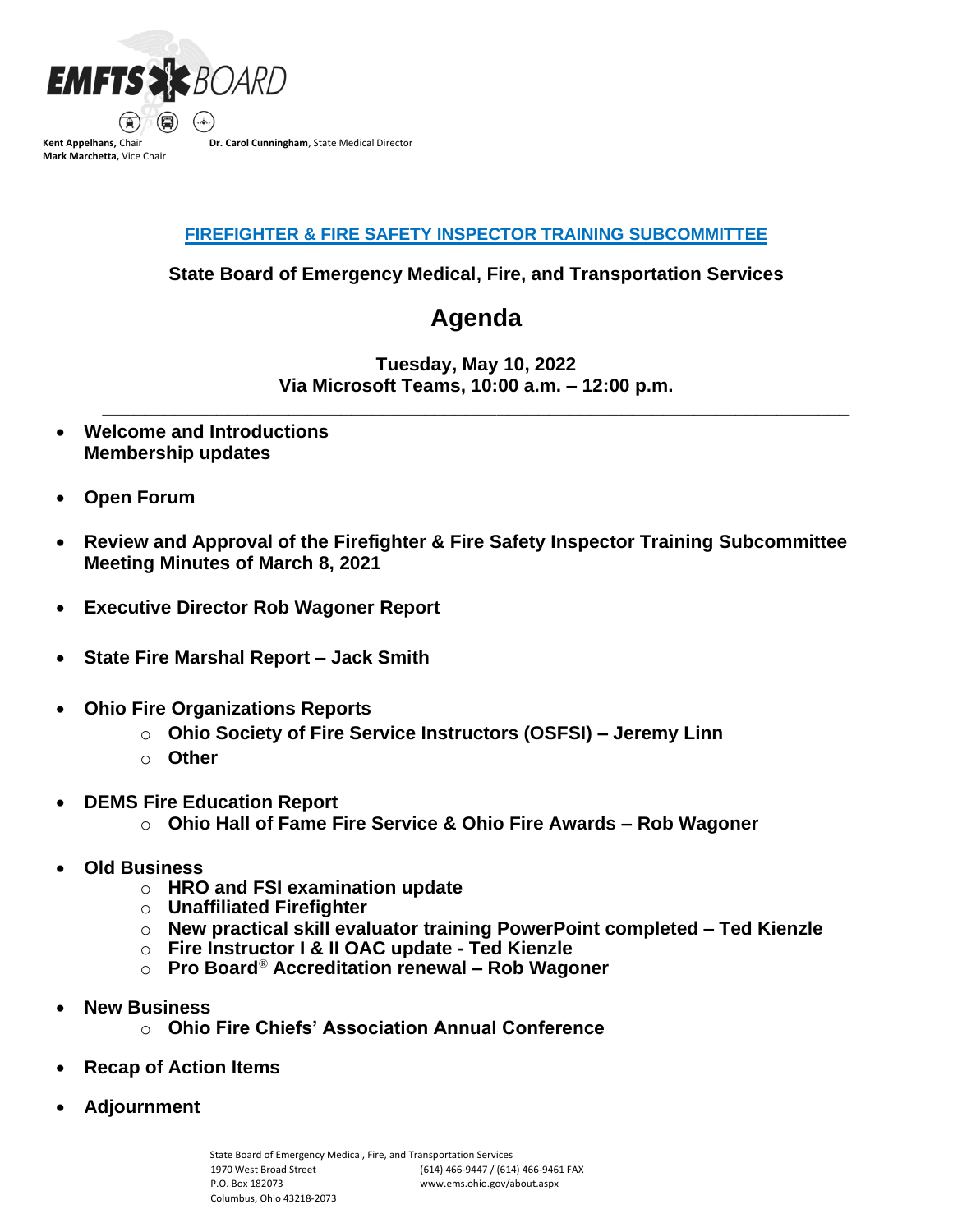EMFTS BOARD

**Kent Appelhans,** Chair
**Mark Marchetta,** Vice Chair

**Dr. Carol Cunningham**, State Medical Director

## FIREFIGHTER & FIRE SAFETY INSPECTOR TRAINING SUBCOMMITTEE

**State Board of Emergency Medical, Fire, and Transportation Services**

# Agenda

**Tuesday, May 10, 2022**
**Via Microsoft Teams, 10:00 a.m. – 12:00 p.m.**

---

- **Welcome and Introductions**
  **Membership updates**
- **Open Forum**
- **Review and Approval of the Firefighter & Fire Safety Inspector Training Subcommittee Meeting Minutes of March 8, 2021**
- **Executive Director Rob Wagoner Report**
- **State Fire Marshal Report – Jack Smith**
- **Ohio Fire Organizations Reports**
  - **Ohio Society of Fire Service Instructors (OSFSI) – Jeremy Linn**
  - **Other**
- **DEMS Fire Education Report**
  - **Ohio Hall of Fame Fire Service & Ohio Fire Awards – Rob Wagoner**
- **Old Business**
  - **HRO and FSI examination update**
  - **Unaffiliated Firefighter**
  - **New practical skill evaluator training PowerPoint completed – Ted Kienzle**
  - **Fire Instructor I & II OAC update - Ted Kienzle**
  - **Pro Board® Accreditation renewal – Rob Wagoner**
- **New Business**
  - **Ohio Fire Chiefs' Association Annual Conference**
- **Recap of Action Items**
- **Adjournment**

State Board of Emergency Medical, Fire, and Transportation Services
1970 West Broad Street
P.O. Box 182073
Columbus, Ohio 43218-2073
(614) 466-9447 / (614) 466-9461 FAX
www.ems.ohio.gov/about.aspx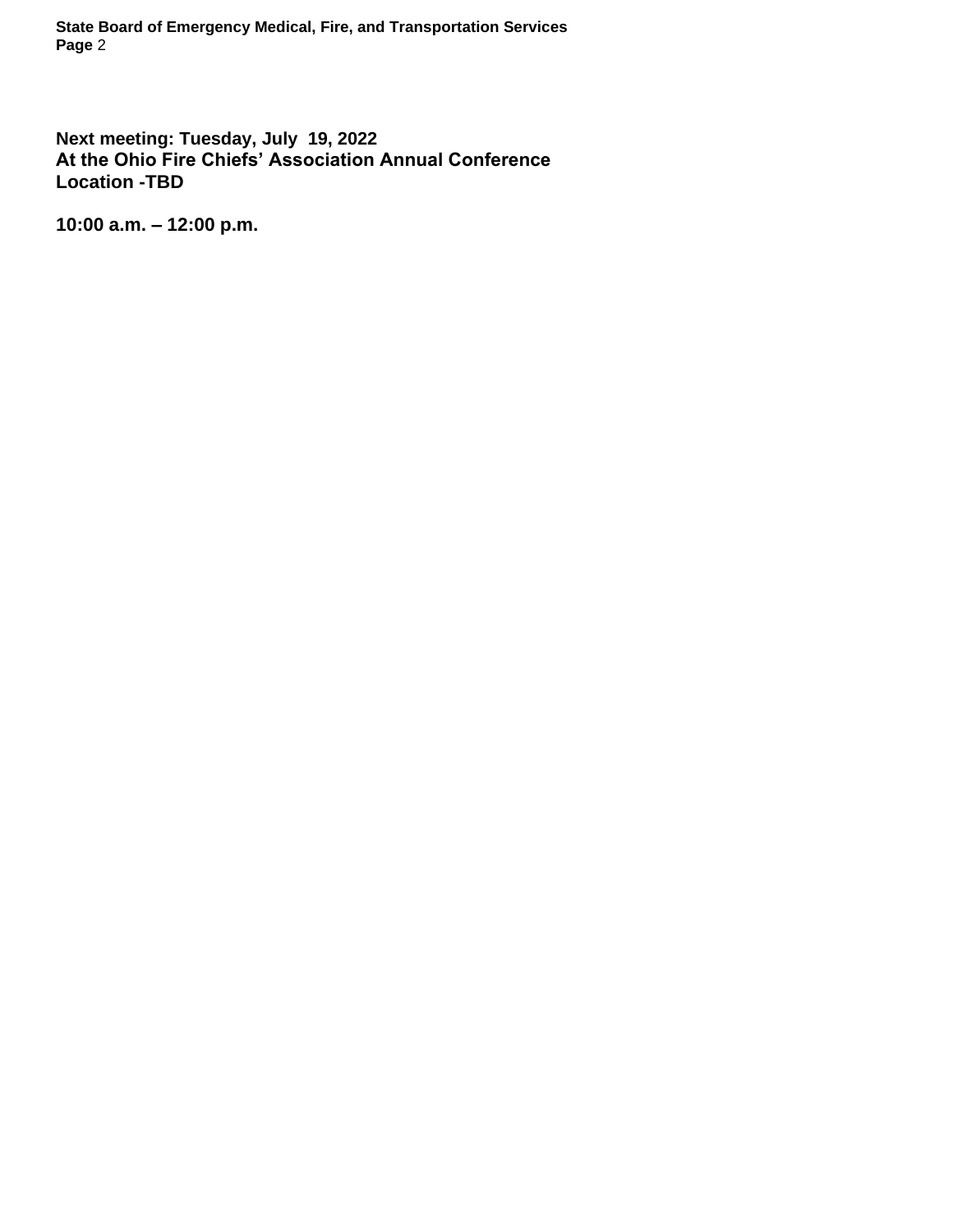**Next meeting: Tuesday, July 19, 2022**
**At the Ohio Fire Chiefs' Association Annual Conference**
**Location -TBD**

**10:00 a.m. – 12:00 p.m.**